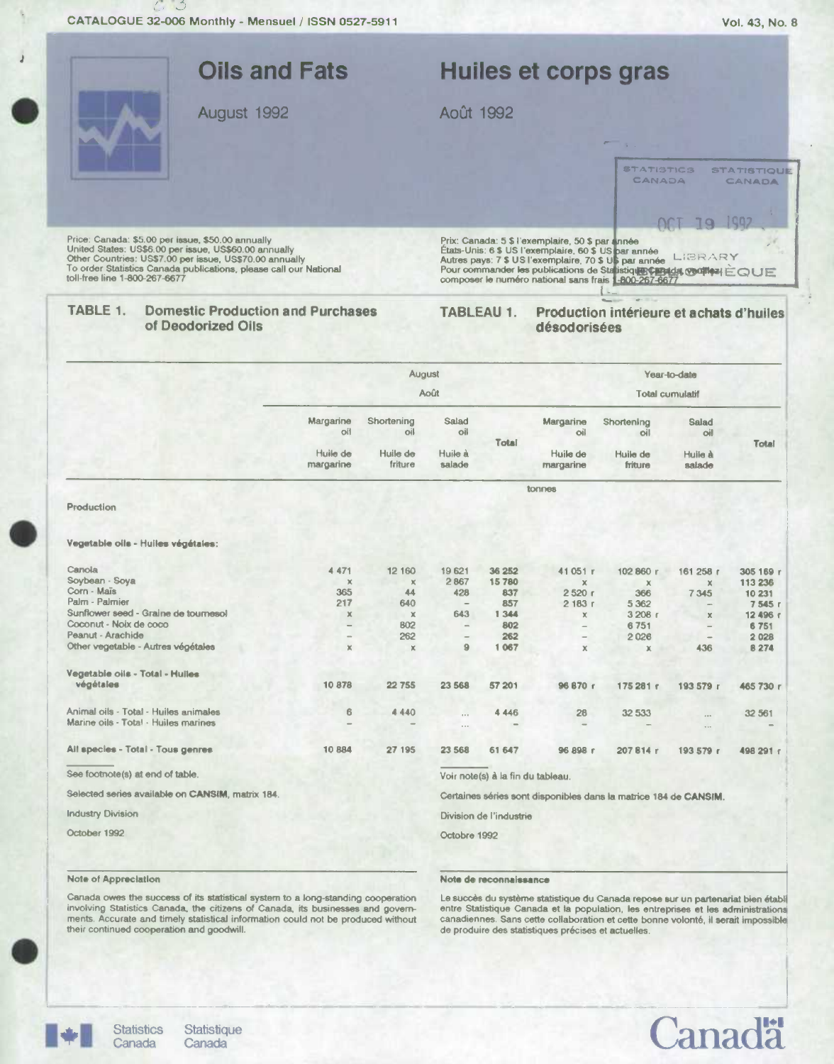CATALOGUE 32-006 Monthly - Mensuel / ISSN 0527-5911

# Oils and Fats

# Huiles et corps gras

August 1992

Août 1992

Price: Canada: $5.00 per issue, $50.00 annually
United States: US$6.00 per issue, US$60.00 annually
Other Countries: US$7.00 per issue, US$70.00 annually
To order Statistics Canada publications, please call our National toll-free line 1-800-267-6677

Prix: Canada: 5 $ l'exemplaire, 50 $ par année
États-Unis: 6 $ US l'exemplaire, 60 $ US par année
Autres pays: 7 $ US l'exemplaire, 70 $ US par année
Pour commander les publications de Statistique Canada, veuillez composer le numéro national sans frais 1-800-267-6677

## TABLE 1. Domestic Production and Purchases of Deodorized Oils

## TABLEAU 1. Production intérieure et achats d'huiles désodorisées

| | August / Août | | | | Year-to-date / Total cumulatif | | | |
|---|---|---|---|---|---|---|---|---|
| | Margarine oil / Huile de margarine | Shortening oil / Huile de friture | Salad oil / Huile à salade | Total | Margarine oil / Huile de margarine | Shortening oil / Huile de friture | Salad oil / Huile à salade | Total |
| | tonnes | | | | | | | |
| **Production** | | | | | | | | |
| **Vegetable oils - Huiles végétales:** | | | | | | | | |
| Canola | 4 471 | 12 160 | 19 621 | 36 252 | 41 051 r | 102 860 r | 161 258 r | 305 169 r |
| Soybean - Soya | x | x | 2 867 | 15 780 | x | x | x | 113 236 |
| Corn - Maïs | 365 | 44 | 428 | 837 | 2 520 r | 366 | 7 345 | 10 231 |
| Palm - Palmier | 217 | 640 | – | 857 | 2 183 r | 5 362 | – | 7 545 r |
| Sunflower seed - Graine de tournesol | x | x | 643 | 1 344 | x | 3 208 r | x | 12 496 r |
| Coconut - Noix de coco | – | 802 | – | 802 | – | 6 751 | – | 6 751 |
| Peanut - Arachide | – | 262 | – | 262 | – | 2 026 | – | 2 028 |
| Other vegetable - Autres végétales | x | x | 9 | 1 067 | x | x | 436 | 8 274 |
| **Vegetable oils - Total - Huiles végétales** | 10 878 | 22 755 | 23 568 | 57 201 | 96 870 r | 175 281 r | 193 579 r | 465 730 r |
| Animal oils - Total - Huiles animales | 6 | 4 440 | ... | 4 446 | 28 | 32 533 | ... | 32 561 |
| Marine oils - Total - Huiles marines | – | – | ... | – | – | – | ... | – |
| **All species - Total - Tous genres** | 10 884 | 27 195 | 23 568 | 61 647 | 96 898 r | 207 814 r | 193 579 r | 498 291 r |

See footnote(s) at end of table.

Voir note(s) à la fin du tableau.

Selected series available on **CANSIM**, matrix 184.

Certaines séries sont disponibles dans la matrice 184 de **CANSIM**.

Industry Division

Division de l'industrie

October 1992

Octobre 1992

### Note of Appreciation

Canada owes the success of its statistical system to a long-standing cooperation involving Statistics Canada, the citizens of Canada, its businesses and governments. Accurate and timely statistical information could not be produced without their continued cooperation and goodwill.

### Note de reconnaissance

Le succès du système statistique du Canada repose sur un partenariat bien établi entre Statistique Canada et la population, les entreprises et les administrations canadiennes. Sans cette collaboration et cette bonne volonté, il serait impossible de produire des statistiques précises et actuelles.

Statistics Canada / Statistique Canada

Canada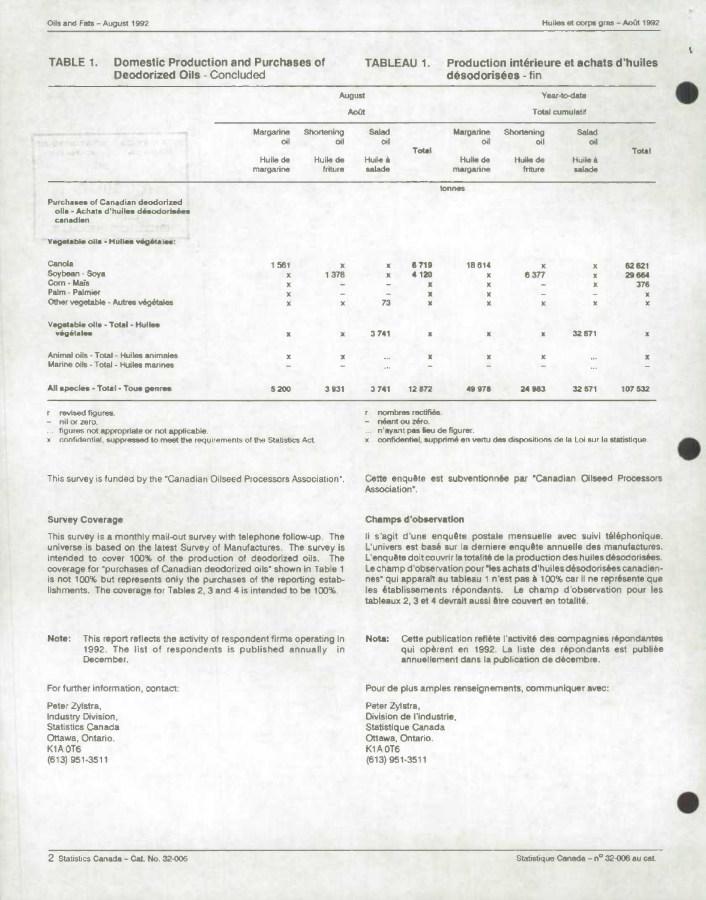**TABLE 1. Domestic Production and Purchases of Deodorized Oils** - Concluded

**TABLEAU 1. Production intérieure et achats d'huiles désodorisées** - fin

| | August / Août | | | | Year-to-date / Total cumulatif | | | |
|---|---|---|---|---|---|---|---|---|
| | Margarine oil / Huile de margarine | Shortening oil / Huile de friture | Salad oil / Huile à salade | Total | Margarine oil / Huile de margarine | Shortening oil / Huile de friture | Salad oil / Huile à salade | Total |
| | tonnes | | | | | | | |
| **Purchases of Canadian deodorized oils - Achats d'huiles désodorisées canadien** | | | | | | | | |
| **Vegetable oils - Huiles végétales:** | | | | | | | | |
| Canola | 1 561 | x | x | 6 719 | 18 614 | x | x | 62 621 |
| Soybean - Soya | x | 1 378 | x | 4 120 | x | 6 377 | x | 29 664 |
| Corn - Maïs | x | – | – | x | x | – | x | 376 |
| Palm - Palmier | x | – | – | x | x | – | – | x |
| Other vegetable - Autres végétales | x | x | 73 | x | x | x | x | x |
| **Vegetable oils - Total - Huiles végétales** | x | x | 3 741 | x | x | x | 32 571 | x |
| Animal oils - Total - Huiles animales | x | x | ... | x | x | x | ... | x |
| Marine oils - Total - Huiles marines | – | – | ... | – | – | – | ... | – |
| **All species - Total - Tous genres** | 5 200 | 3 931 | 3 741 | 12 872 | 49 978 | 24 983 | 32 571 | 107 532 |

r revised figures.
– nil or zero.
... figures not appropriate or not applicable.
x confidential, suppressed to meet the requirements of the Statistics Act.

r nombres rectifiés.
– néant ou zéro.
... n'ayant pas lieu de figurer.
x confidentiel, supprimé en vertu des dispositions de la Loi sur la statistique.

This survey is funded by the "Canadian Oilseed Processors Association".

Cette enquête est subventionnée par "Canadian Oilseed Processors Association".

### Survey Coverage

This survey is a monthly mail-out survey with telephone follow-up. The universe is based on the latest Survey of Manufactures. The survey is intended to cover 100% of the production of deodorized oils. The coverage for "purchases of Canadian deodorized oils" shown in Table 1 is not 100% but represents only the purchases of the reporting establishments. The coverage for Tables 2, 3 and 4 is intended to be 100%.

### Champs d'observation

Il s'agit d'une enquête postale mensuelle avec suivi téléphonique. L'univers est basé sur la derniere enquête annuelle des manufactures. L'enquête doit couvrir la totalité de la production des huiles désodorisées. Le champ d'observation pour "les achats d'huiles désodorisées canadiennes" qui apparaît au tableau 1 n'est pas à 100% car il ne représente que les établissements répondants. Le champ d'observation pour les tableaux 2, 3 et 4 devrait aussi être couvert en totalité.

**Note:** This report reflects the activity of respondent firms operating in 1992. The list of respondents is published annually in December.

**Nota:** Cette publication reflète l'activité des compagnies répondantes qui opèrent en 1992. La liste des répondants est publiée annuellement dans la publication de décembre.

For further information, contact:

Peter Zylstra,
Industry Division,
Statistics Canada
Ottawa, Ontario.
K1A 0T6
(613) 951-3511

Pour de plus amples renseignements, communiquer avec:

Peter Zylstra,
Division de l'industrie,
Statistique Canada
Ottawa, Ontario.
K1A 0T6
(613) 951-3511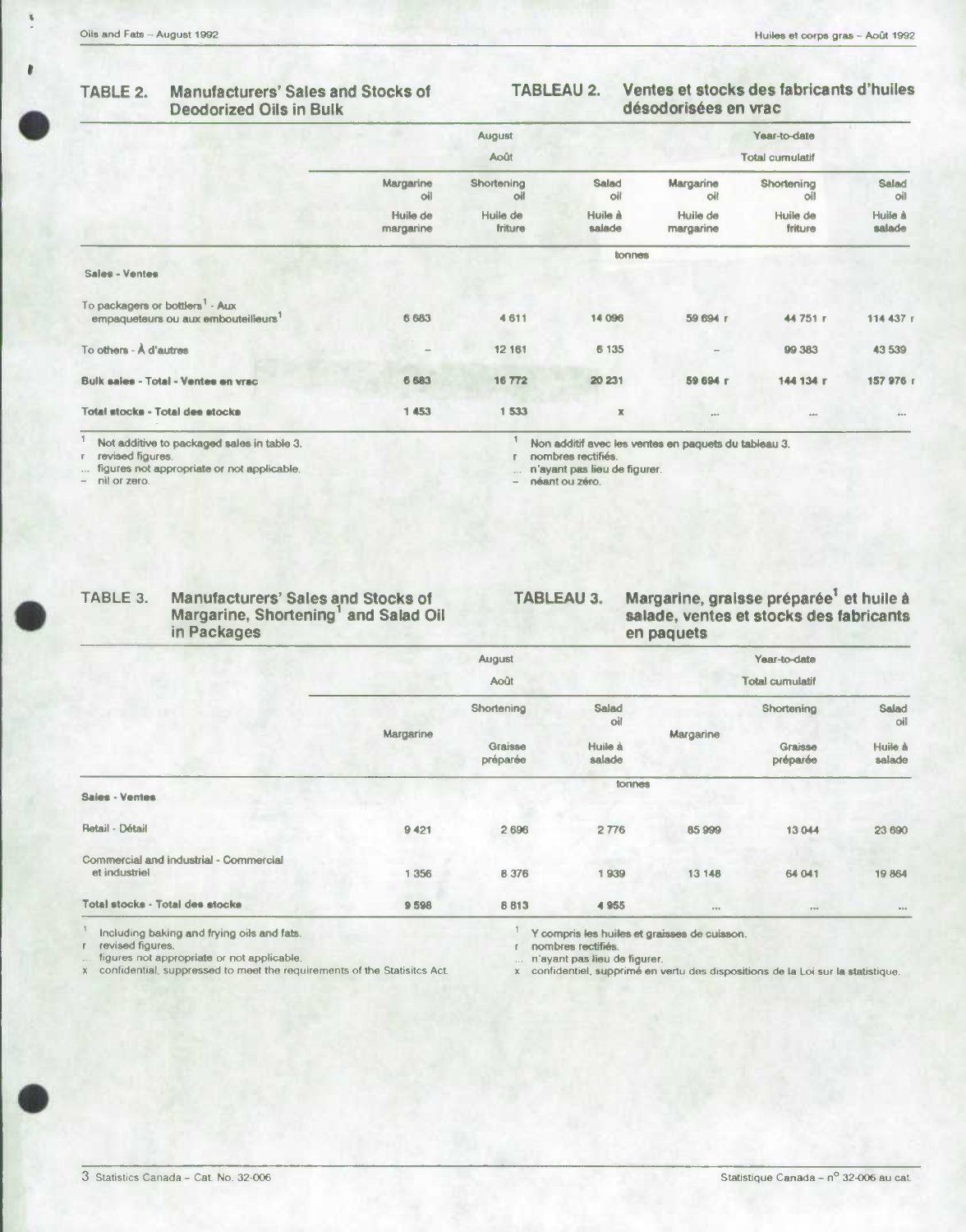## TABLE 2. Manufacturers' Sales and Stocks of Deodorized Oils in Bulk

## TABLEAU 2. Ventes et stocks des fabricants d'huiles désodorisées en vrac

| | August / Août | | | Year-to-date / Total cumulatif | | |
|---|---|---|---|---|---|---|
| | Margarine oil / Huile de margarine | Shortening oil / Huile de friture | Salad oil / Huile à salade | Margarine oil / Huile de margarine | Shortening oil / Huile de friture | Salad oil / Huile à salade |
| | tonnes | | | | | |
| **Sales - Ventes** | | | | | | |
| To packagers or bottlers[1] - Aux empaqueteurs ou aux embouteilleurs[1] | 6 683 | 4 611 | 14 096 | 59 694 r | 44 751 r | 114 437 r |
| To others - À d'autres | – | 12 161 | 6 135 | – | 99 383 | 43 539 |
| **Bulk sales - Total - Ventes en vrac** | 6 683 | 16 772 | 20 231 | 59 694 r | 144 134 r | 157 976 r |
| **Total stocks - Total des stocks** | 1 453 | 1 533 | x | ... | ... | ... |

[1] Not additive to packaged sales in table 3.
r revised figures.
... figures not appropriate or not applicable.
– nil or zero.

[1] Non additif avec les ventes en paquets du tableau 3.
r nombres rectifiés.
... n'ayant pas lieu de figurer.
– néant ou zéro.

## TABLE 3. Manufacturers' Sales and Stocks of Margarine, Shortening[1] and Salad Oil in Packages

## TABLEAU 3. Margarine, graisse préparée[1] et huile à salade, ventes et stocks des fabricants en paquets

| | August / Août | | | Year-to-date / Total cumulatif | | |
|---|---|---|---|---|---|---|
| | Margarine | Shortening / Graisse préparée | Salad oil / Huile à salade | Margarine | Shortening / Graisse préparée | Salad oil / Huile à salade |
| | tonnes | | | | | |
| **Sales - Ventes** | | | | | | |
| Retail - Détail | 9 421 | 2 696 | 2 776 | 85 999 | 13 044 | 23 690 |
| Commercial and industrial - Commercial et industriel | 1 356 | 8 376 | 1 939 | 13 148 | 64 041 | 19 864 |
| **Total stocks - Total des stocks** | 9 598 | 8 813 | 4 955 | ... | ... | ... |

[1] Including baking and frying oils and fats.
r revised figures.
... figures not appropriate or not applicable.
x confidential, suppressed to meet the requirements of the Statisitcs Act.

[1] Y compris les huiles et graisses de cuisson.
r nombres rectifiés.
... n'ayant pas lieu de figurer.
x confidentiel, supprimé en vertu des dispositions de la Loi sur la statistique.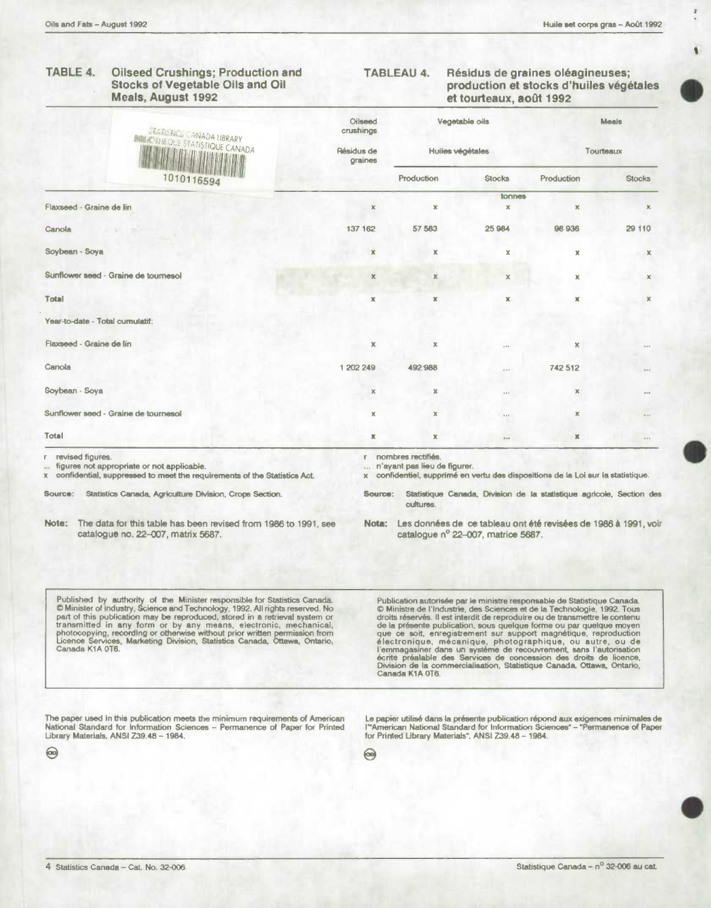## TABLE 4. Oilseed Crushings; Production and Stocks of Vegetable Oils and Oil Meals, August 1992

## TABLEAU 4. Résidus de graines oléagineuses; production et stocks d'huiles végétales et tourteaux, août 1992

| | Oilseed crushings<br>Résidus de graines | Vegetable oils<br>Huiles végétales | | Meals<br>Tourteaux | |
|---|---|---|---|---|---|
| | | Production | Stocks | Production | Stocks |
| | | | tonnes | | |
| Flaxseed - Graine de lin | x | x | x | x | x |
| Canola | 137 162 | 57 563 | 25 984 | 96 936 | 29 110 |
| Soybean - Soya | x | x | x | x | x |
| Sunflower seed - Graine de tournesol | x | x | x | x | x |
| Total | x | x | x | x | x |
| Year-to-date - Total cumulatif: | | | | | |
| Flaxseed - Graine de lin | x | x | ... | x | ... |
| Canola | 1 202 249 | 492 988 | ... | 742 512 | ... |
| Soybean - Soya | x | x | ... | x | ... |
| Sunflower seed - Graine de tournesol | x | x | ... | x | ... |
| Total | x | x | ... | x | ... |

r revised figures.
... figures not appropriate or not applicable.
x confidential, suppressed to meet the requirements of the Statistics Act.

r nombres rectifiés.
... n'ayant pas lieu de figurer.
x confidentiel, supprimé en vertu des dispositions de la Loi sur la statistique.

**Source:** Statistics Canada, Agriculture Division, Crops Section.

**Source:** Statistique Canada, Division de la statistique agricole, Section des cultures.

**Note:** The data for this table has been revised from 1986 to 1991, see catalogue no. 22-007, matrix 5687.

**Nota:** Les données de ce tableau ont été revisées de 1986 à 1991, voir catalogue n° 22-007, matrice 5687.

Published by authority of the Minister responsible for Statistics Canada. © Minister of Industry, Science and Technology, 1992. All rights reserved. No part of this publication may be reproduced, stored in a retrieval system or transmitted in any form or by any means, electronic, mechanical, photocopying, recording or otherwise without prior written permission from Licence Services, Marketing Division, Statistics Canada, Ottawa, Ontario, Canada K1A 0T6.

Publication autorisée par le ministre responsable de Statistique Canada. © Ministre de l'Industrie, des Sciences et de la Technologie, 1992. Tous droits réservés. Il est interdit de reproduire ou de transmettre le contenu de la présente publication, sous quelque forme ou par quelque moyen que ce soit, enregistrement sur support magnétique, reproduction électronique, mécanique, photographique, ou autre, ou de l'emmagasiner dans un système de recouvrement, sans l'autorisation écrite préalable des Services de concession des droits de licence, Division de la commercialisation, Statistique Canada, Ottawa, Ontario, Canada K1A 0T6.

The paper used in this publication meets the minimum requirements of American National Standard for Information Sciences – Permanence of Paper for Printed Library Materials, ANSI Z39.48 – 1984.

Le papier utilisé dans la présente publication répond aux exigences minimales de l'"American National Standard for Information Sciences" – "Permanence of Paper for Printed Library Materials", ANSI Z39.48 – 1984.